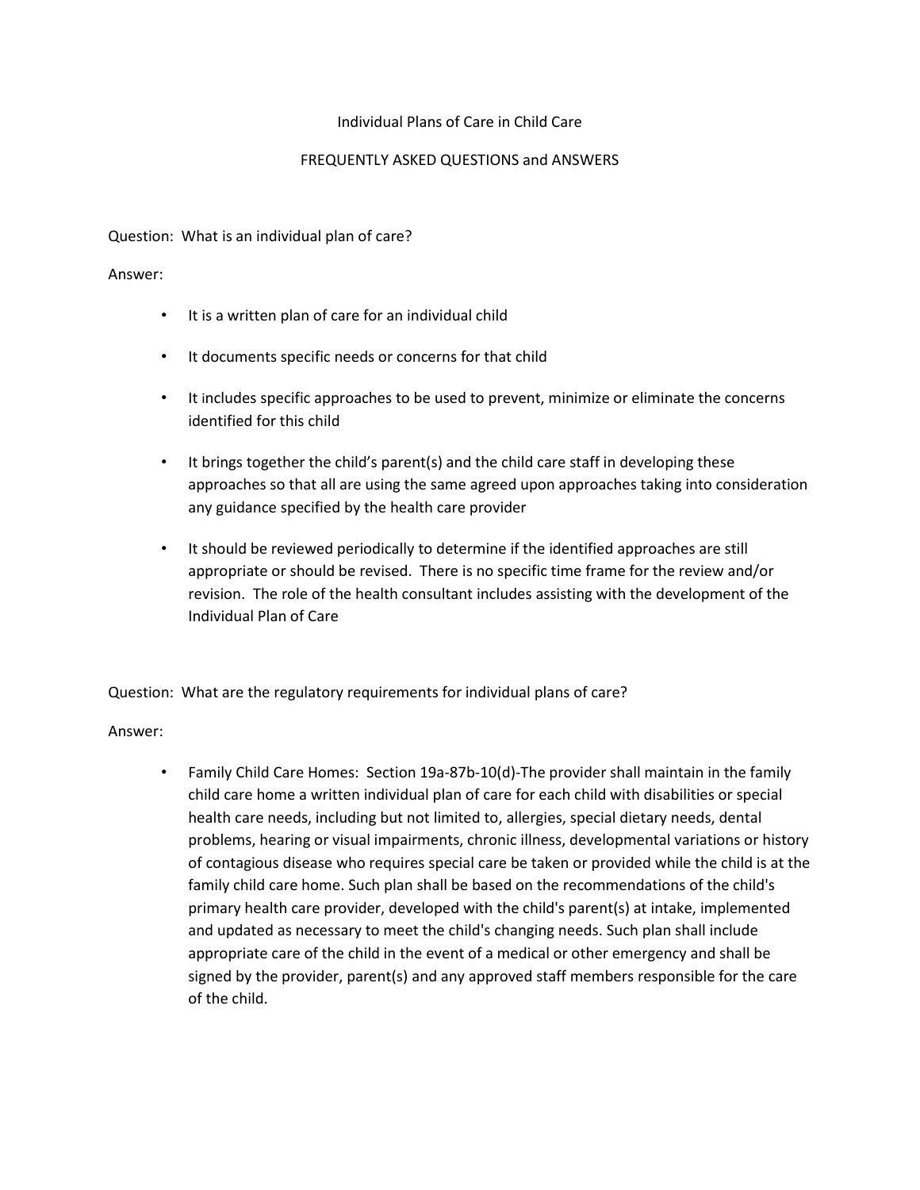# Individual Plans of Care in Child Care

## FREQUENTLY ASKED QUESTIONS and ANSWERS

Question: What is an individual plan of care?

Answer:

- It is a written plan of care for an individual child
- It documents specific needs or concerns for that child
- It includes specific approaches to be used to prevent, minimize or eliminate the concerns identified for this child
- It brings together the child's parent(s) and the child care staff in developing these approaches so that all are using the same agreed upon approaches taking into consideration any guidance specified by the health care provider
- It should be reviewed periodically to determine if the identified approaches are still appropriate or should be revised. There is no specific time frame for the review and/or revision. The role of the health consultant includes assisting with the development of the Individual Plan of Care

Question: What are the regulatory requirements for individual plans of care?

Answer:

- Family Child Care Homes: Section 19a-87b-10(d)-The provider shall maintain in the family child care home a written individual plan of care for each child with disabilities or special health care needs, including but not limited to, allergies, special dietary needs, dental problems, hearing or visual impairments, chronic illness, developmental variations or history of contagious disease who requires special care be taken or provided while the child is at the family child care home. Such plan shall be based on the recommendations of the child's primary health care provider, developed with the child's parent(s) at intake, implemented and updated as necessary to meet the child's changing needs. Such plan shall include appropriate care of the child in the event of a medical or other emergency and shall be signed by the provider, parent(s) and any approved staff members responsible for the care of the child.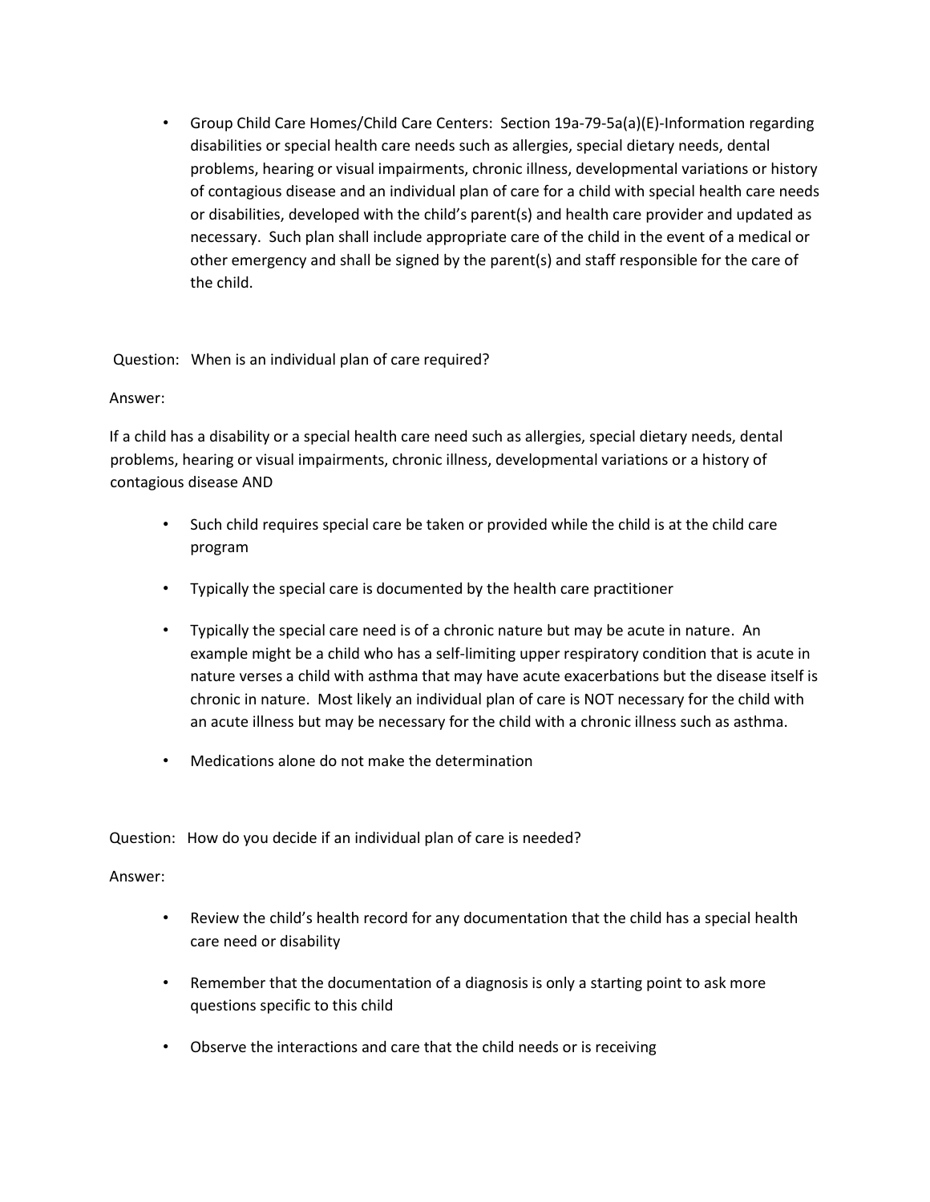- Group Child Care Homes/Child Care Centers: Section 19a-79-5a(a)(E)-Information regarding disabilities or special health care needs such as allergies, special dietary needs, dental problems, hearing or visual impairments, chronic illness, developmental variations or history of contagious disease and an individual plan of care for a child with special health care needs or disabilities, developed with the child's parent(s) and health care provider and updated as necessary. Such plan shall include appropriate care of the child in the event of a medical or other emergency and shall be signed by the parent(s) and staff responsible for the care of the child.

Question: When is an individual plan of care required?

Answer:

If a child has a disability or a special health care need such as allergies, special dietary needs, dental problems, hearing or visual impairments, chronic illness, developmental variations or a history of contagious disease AND

- Such child requires special care be taken or provided while the child is at the child care program
- Typically the special care is documented by the health care practitioner
- Typically the special care need is of a chronic nature but may be acute in nature. An example might be a child who has a self-limiting upper respiratory condition that is acute in nature verses a child with asthma that may have acute exacerbations but the disease itself is chronic in nature. Most likely an individual plan of care is NOT necessary for the child with an acute illness but may be necessary for the child with a chronic illness such as asthma.
- Medications alone do not make the determination

Question: How do you decide if an individual plan of care is needed?

Answer:

- Review the child's health record for any documentation that the child has a special health care need or disability
- Remember that the documentation of a diagnosis is only a starting point to ask more questions specific to this child
- Observe the interactions and care that the child needs or is receiving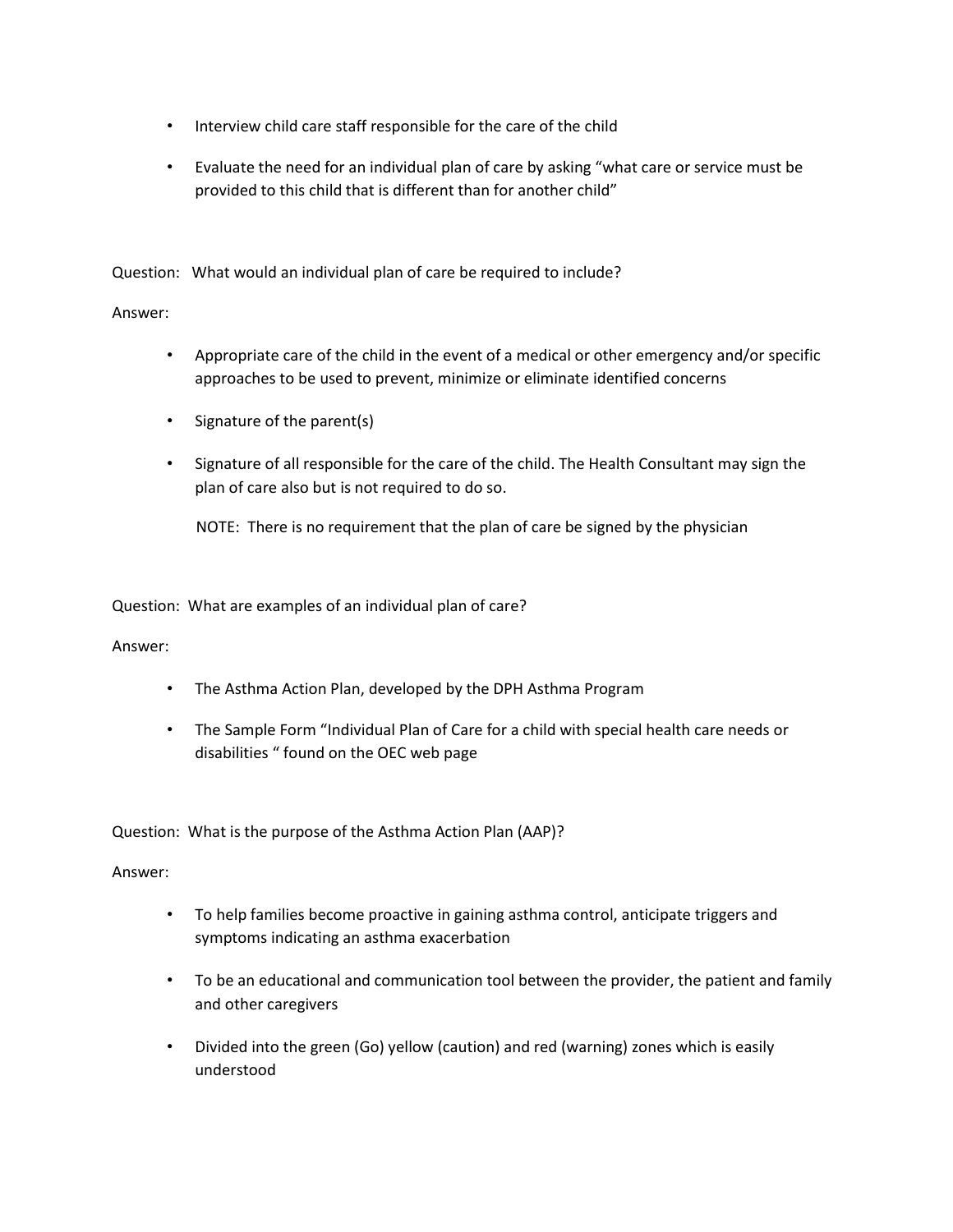- Interview child care staff responsible for the care of the child
- Evaluate the need for an individual plan of care by asking "what care or service must be provided to this child that is different than for another child"

Question: What would an individual plan of care be required to include?

Answer:

- Appropriate care of the child in the event of a medical or other emergency and/or specific approaches to be used to prevent, minimize or eliminate identified concerns
- Signature of the parent(s)
- Signature of all responsible for the care of the child. The Health Consultant may sign the plan of care also but is not required to do so.

  NOTE: There is no requirement that the plan of care be signed by the physician

Question: What are examples of an individual plan of care?

Answer:

- The Asthma Action Plan, developed by the DPH Asthma Program
- The Sample Form "Individual Plan of Care for a child with special health care needs or disabilities " found on the OEC web page

Question: What is the purpose of the Asthma Action Plan (AAP)?

Answer:

- To help families become proactive in gaining asthma control, anticipate triggers and symptoms indicating an asthma exacerbation
- To be an educational and communication tool between the provider, the patient and family and other caregivers
- Divided into the green (Go) yellow (caution) and red (warning) zones which is easily understood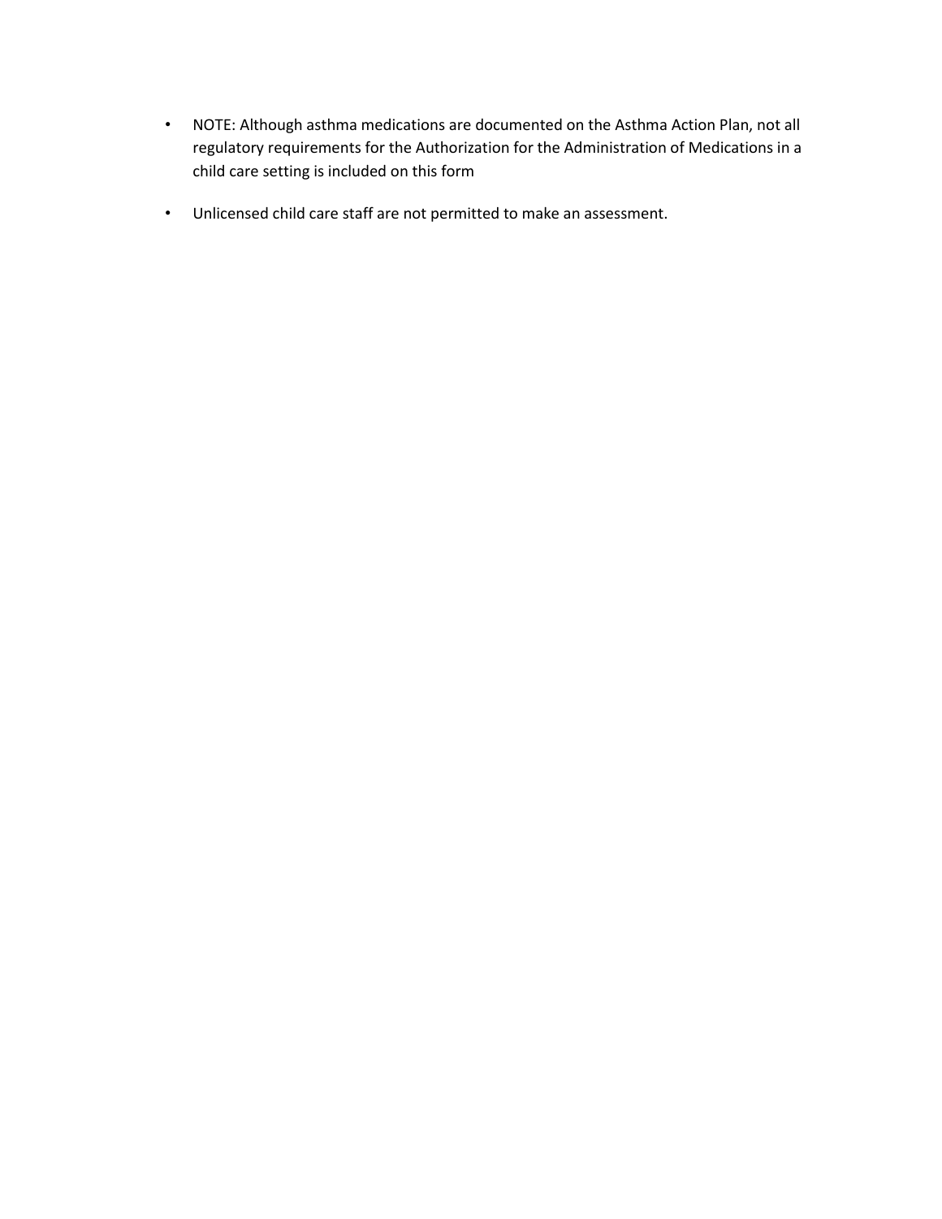- NOTE: Although asthma medications are documented on the Asthma Action Plan, not all regulatory requirements for the Authorization for the Administration of Medications in a child care setting is included on this form

- Unlicensed child care staff are not permitted to make an assessment.